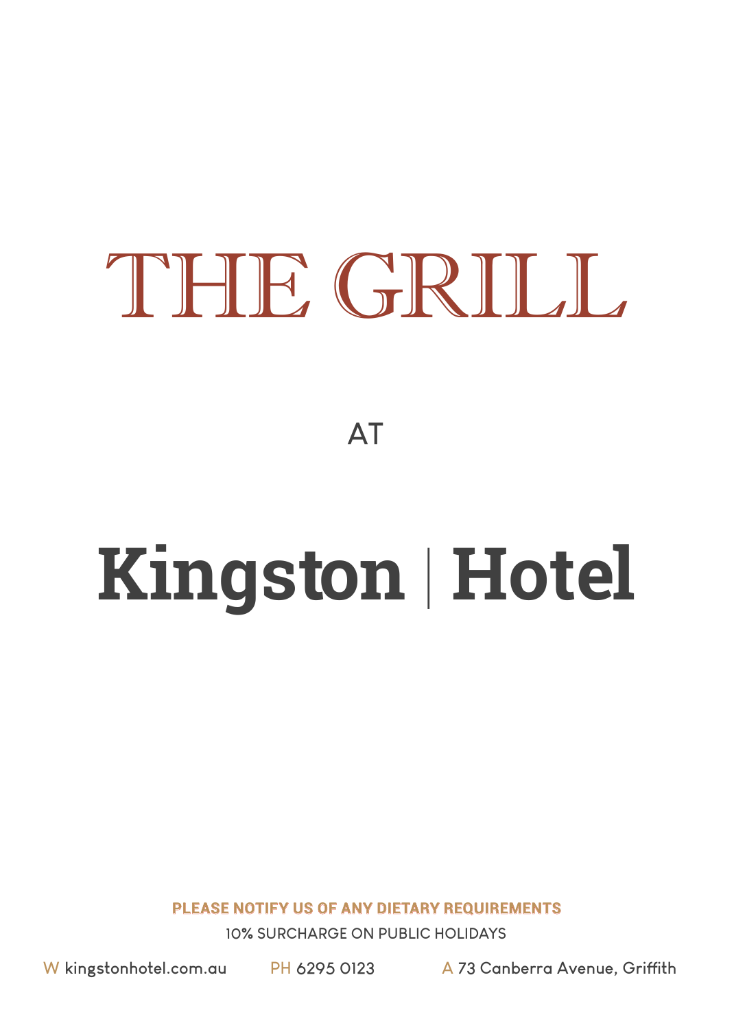# THE GRILL

AT

# Kingston | Hotel

**PLEASE NOTIFY US OF ANY DIETARY REQUIREMENTS**

10% SURCHARGE ON PUBLIC HOLIDAYS

W kingstonhotel.com.au PH 6295 0123 A 73 Canberra Avenue, Griffith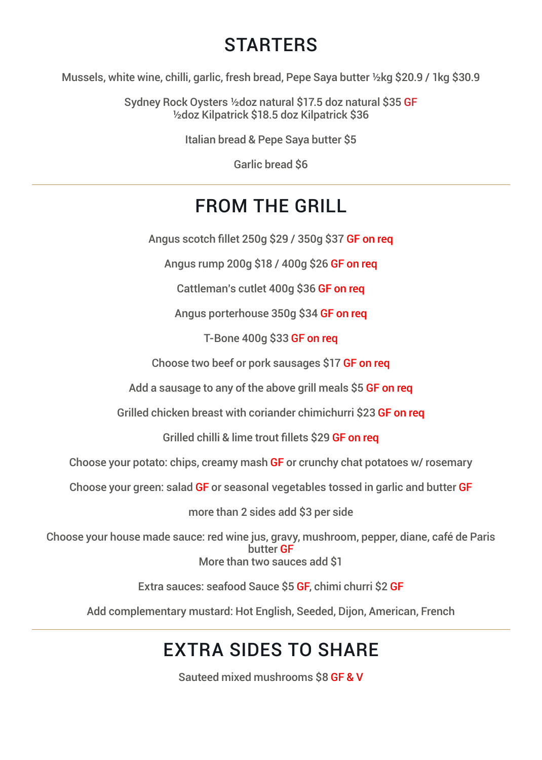## STARTERS

Mussels, white wine, chilli, garlic, fresh bread, Pepe Saya butter ½kg $20.9 / 1kg $30.9

Sydney Rock Oysters ½doz natural $17.5 doz natural $35 GF
½doz Kilpatrick $18.5 doz Kilpatrick $36

Italian bread & Pepe Saya butter $5

Garlic bread $6

---

## FROM THE GRILL

Angus scotch fillet 250g $29 / 350g $37 GF on req

Angus rump 200g $18 / 400g $26 GF on req

Cattleman's cutlet 400g $36 GF on req

Angus porterhouse 350g $34 GF on req

T-Bone 400g $33 GF on req

Choose two beef or pork sausages $17 GF on req

Add a sausage to any of the above grill meals $5 GF on req

Grilled chicken breast with coriander chimichurri $23 GF on req

Grilled chilli & lime trout fillets $29 GF on req

Choose your potato: chips, creamy mash GF or crunchy chat potatoes w/ rosemary

Choose your green: salad GF or seasonal vegetables tossed in garlic and butter GF

more than 2 sides add $3 per side

Choose your house made sauce: red wine jus, gravy, mushroom, pepper, diane, café de Paris butter GF
More than two sauces add $1

Extra sauces: seafood Sauce $5 GF, chimi churri $2 GF

Add complementary mustard: Hot English, Seeded, Dijon, American, French

---

## EXTRA SIDES TO SHARE

Sauteed mixed mushrooms $8 GF & V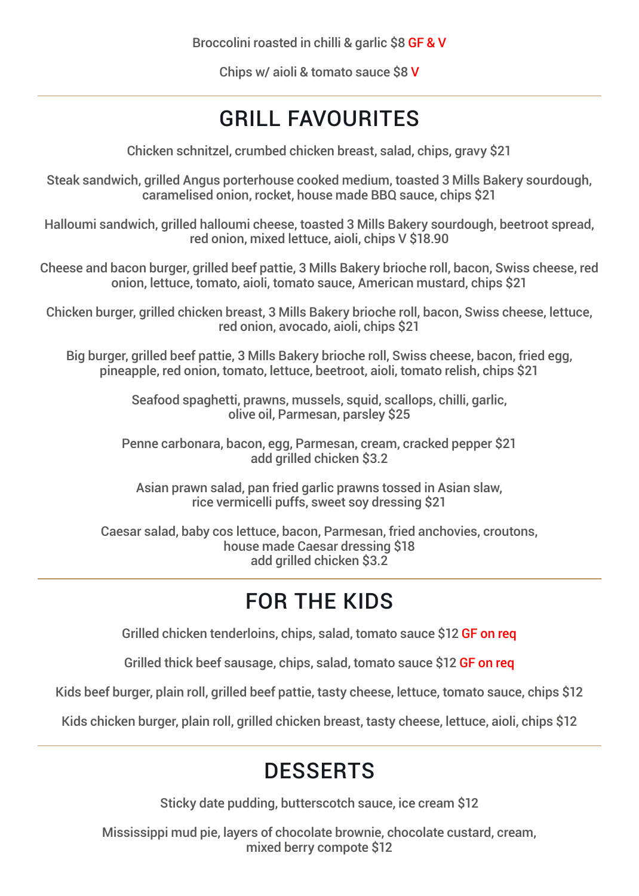Broccolini roasted in chilli & garlic $8 GF & V

Chips w/ aioli & tomato sauce $8 V

## GRILL FAVOURITES

Chicken schnitzel, crumbed chicken breast, salad, chips, gravy $21

Steak sandwich, grilled Angus porterhouse cooked medium, toasted 3 Mills Bakery sourdough, caramelised onion, rocket, house made BBQ sauce, chips $21

Halloumi sandwich, grilled halloumi cheese, toasted 3 Mills Bakery sourdough, beetroot spread, red onion, mixed lettuce, aioli, chips V $18.90

Cheese and bacon burger, grilled beef pattie, 3 Mills Bakery brioche roll, bacon, Swiss cheese, red onion, lettuce, tomato, aioli, tomato sauce, American mustard, chips $21

Chicken burger, grilled chicken breast, 3 Mills Bakery brioche roll, bacon, Swiss cheese, lettuce, red onion, avocado, aioli, chips $21

Big burger, grilled beef pattie, 3 Mills Bakery brioche roll, Swiss cheese, bacon, fried egg, pineapple, red onion, tomato, lettuce, beetroot, aioli, tomato relish, chips $21

Seafood spaghetti, prawns, mussels, squid, scallops, chilli, garlic, olive oil, Parmesan, parsley $25

Penne carbonara, bacon, egg, Parmesan, cream, cracked pepper $21
add grilled chicken $3.2

Asian prawn salad, pan fried garlic prawns tossed in Asian slaw, rice vermicelli puffs, sweet soy dressing $21

Caesar salad, baby cos lettuce, bacon, Parmesan, fried anchovies, croutons, house made Caesar dressing $18
add grilled chicken $3.2

## FOR THE KIDS

Grilled chicken tenderloins, chips, salad, tomato sauce $12 GF on req

Grilled thick beef sausage, chips, salad, tomato sauce $12 GF on req

Kids beef burger, plain roll, grilled beef pattie, tasty cheese, lettuce, tomato sauce, chips $12

Kids chicken burger, plain roll, grilled chicken breast, tasty cheese, lettuce, aioli, chips $12

## DESSERTS

Sticky date pudding, butterscotch sauce, ice cream $12

Mississippi mud pie, layers of chocolate brownie, chocolate custard, cream, mixed berry compote $12